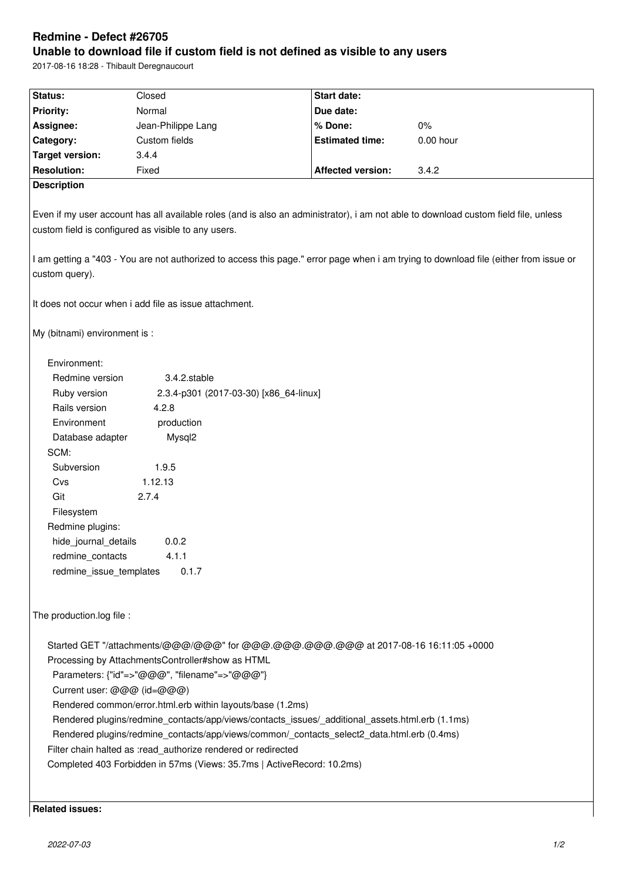# Redmine - Defect #26705

## Unable to download file if custom field is not defined as visible to any users

2017-08-16 18:28 - Thibault Deregnaucourt

| | | | |
|---|---|---|---|
| **Status:** | Closed | **Start date:** | |
| **Priority:** | Normal | **Due date:** | |
| **Assignee:** | Jean-Philippe Lang | **% Done:** | 0% |
| **Category:** | Custom fields | **Estimated time:** | 0.00 hour |
| **Target version:** | 3.4.4 | | |
| **Resolution:** | Fixed | **Affected version:** | 3.4.2 |

**Description**

Even if my user account has all available roles (and is also an administrator), i am not able to download custom field file, unless custom field is configured as visible to any users.

I am getting a "403 - You are not authorized to access this page." error page when i am trying to download file (either from issue or custom query).

It does not occur when i add file as issue attachment.

My (bitnami) environment is :

```
Environment:
  Redmine version                3.4.2.stable
  Ruby version                   2.3.4-p301 (2017-03-30) [x86_64-linux]
  Rails version                  4.2.8
  Environment                    production
  Database adapter               Mysql2
SCM:
  Subversion                     1.9.5
  Cvs                            1.12.13
  Git                            2.7.4
  Filesystem
Redmine plugins:
  hide_journal_details           0.0.2
  redmine_contacts               4.1.1
  redmine_issue_templates        0.1.7
```

The production.log file :

```
Started GET "/attachments/@@@/@@@" for @@@.@@@.@@@.@@@ at 2017-08-16 16:11:05 +0000
Processing by AttachmentsController#show as HTML
  Parameters: {"id"=>"@@@", "filename"=>"@@@"}
  Current user: @@@ (id=@@@)
  Rendered common/error.html.erb within layouts/base (1.2ms)
  Rendered plugins/redmine_contacts/app/views/contacts_issues/_additional_assets.html.erb (1.1ms)
  Rendered plugins/redmine_contacts/app/views/common/_contacts_select2_data.html.erb (0.4ms)
Filter chain halted as :read_authorize rendered or redirected
Completed 403 Forbidden in 57ms (Views: 35.7ms | ActiveRecord: 10.2ms)
```

**Related issues:**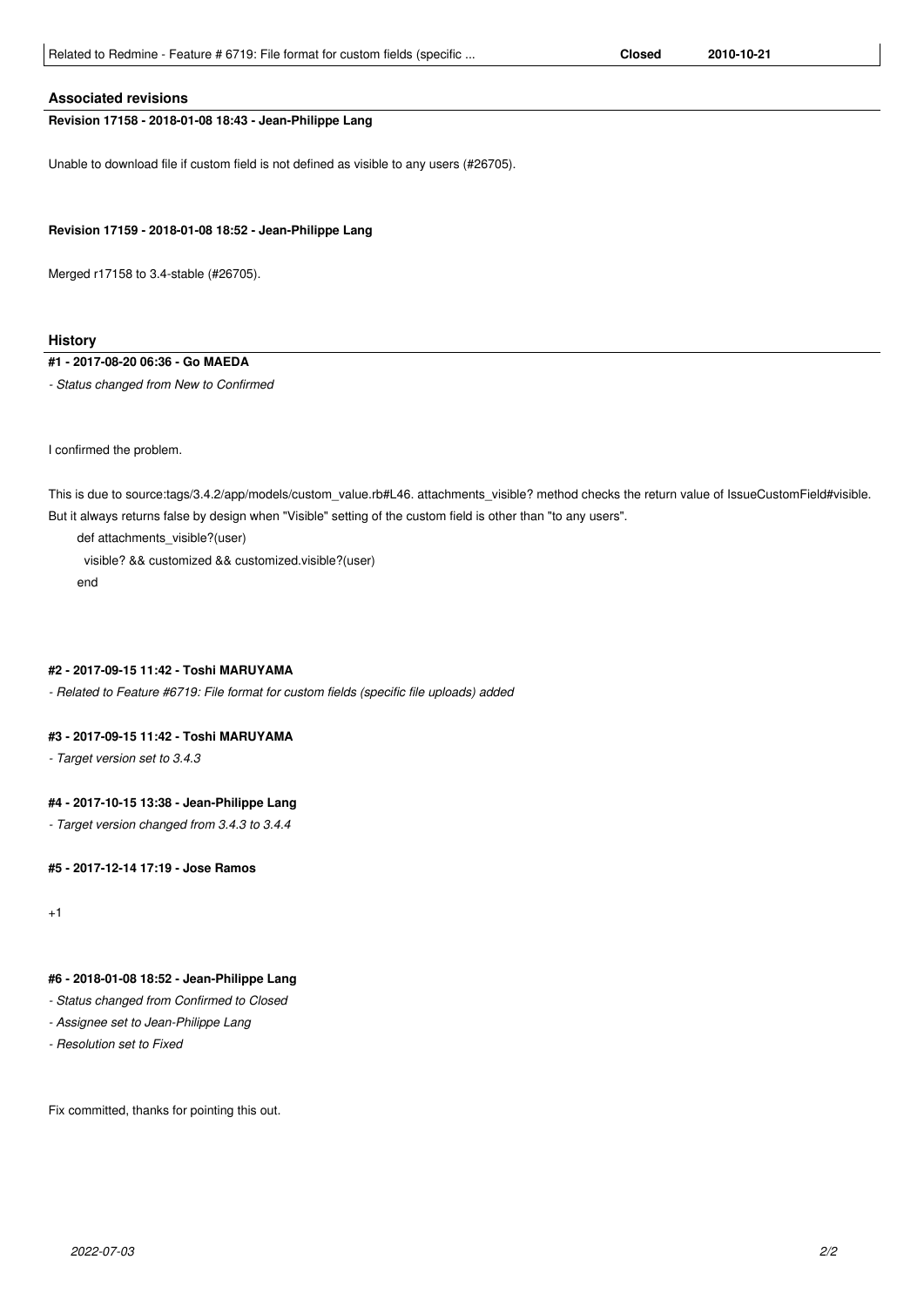| | | |
|---|---|---|
| Related to Redmine - Feature # 6719: File format for custom fields (specific ... | **Closed** | **2010-10-21** |

### Associated revisions

**Revision 17158 - 2018-01-08 18:43 - Jean-Philippe Lang**

Unable to download file if custom field is not defined as visible to any users (#26705).

**Revision 17159 - 2018-01-08 18:52 - Jean-Philippe Lang**

Merged r17158 to 3.4-stable (#26705).

### History

**#1 - 2017-08-20 06:36 - Go MAEDA**

*- Status changed from New to Confirmed*

I confirmed the problem.

This is due to source:tags/3.4.2/app/models/custom_value.rb#L46. attachments_visible? method checks the return value of IssueCustomField#visible. But it always returns false by design when "Visible" setting of the custom field is other than "to any users".

```
def attachments_visible?(user)
  visible? && customized && customized.visible?(user)
end
```

**#2 - 2017-09-15 11:42 - Toshi MARUYAMA**

*- Related to Feature #6719: File format for custom fields (specific file uploads) added*

**#3 - 2017-09-15 11:42 - Toshi MARUYAMA**

*- Target version set to 3.4.3*

**#4 - 2017-10-15 13:38 - Jean-Philippe Lang**

*- Target version changed from 3.4.3 to 3.4.4*

**#5 - 2017-12-14 17:19 - Jose Ramos**

+1

**#6 - 2018-01-08 18:52 - Jean-Philippe Lang**

*- Status changed from Confirmed to Closed*

*- Assignee set to Jean-Philippe Lang*

*- Resolution set to Fixed*

Fix committed, thanks for pointing this out.